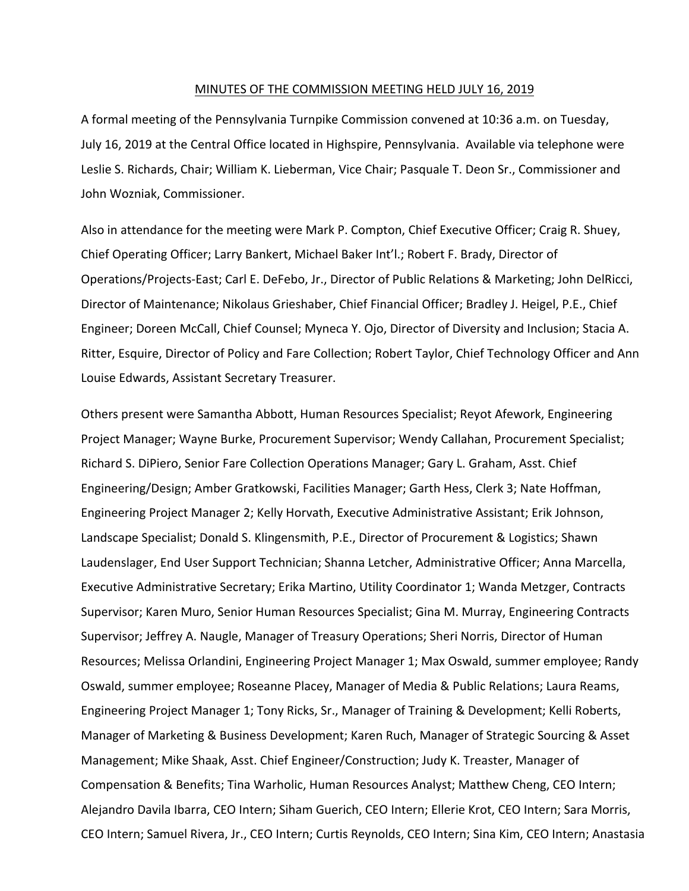MINUTES OF THE COMMISSION MEETING HELD JULY 16, 2019

A formal meeting of the Pennsylvania Turnpike Commission convened at 10:36 a.m. on Tuesday, July 16, 2019 at the Central Office located in Highspire, Pennsylvania. Available via telephone were Leslie S. Richards, Chair; William K. Lieberman, Vice Chair; Pasquale T. Deon Sr., Commissioner and John Wozniak, Commissioner.

Also in attendance for the meeting were Mark P. Compton, Chief Executive Officer; Craig R. Shuey, Chief Operating Officer; Larry Bankert, Michael Baker Int'l.; Robert F. Brady, Director of Operations/Projects-East; Carl E. DeFebo, Jr., Director of Public Relations & Marketing; John DelRicci, Director of Maintenance; Nikolaus Grieshaber, Chief Financial Officer; Bradley J. Heigel, P.E., Chief Engineer; Doreen McCall, Chief Counsel; Myneca Y. Ojo, Director of Diversity and Inclusion; Stacia A. Ritter, Esquire, Director of Policy and Fare Collection; Robert Taylor, Chief Technology Officer and Ann Louise Edwards, Assistant Secretary Treasurer.

Others present were Samantha Abbott, Human Resources Specialist; Reyot Afework, Engineering Project Manager; Wayne Burke, Procurement Supervisor; Wendy Callahan, Procurement Specialist; Richard S. DiPiero, Senior Fare Collection Operations Manager; Gary L. Graham, Asst. Chief Engineering/Design; Amber Gratkowski, Facilities Manager; Garth Hess, Clerk 3; Nate Hoffman, Engineering Project Manager 2; Kelly Horvath, Executive Administrative Assistant; Erik Johnson, Landscape Specialist; Donald S. Klingensmith, P.E., Director of Procurement & Logistics; Shawn Laudenslager, End User Support Technician; Shanna Letcher, Administrative Officer; Anna Marcella, Executive Administrative Secretary; Erika Martino, Utility Coordinator 1; Wanda Metzger, Contracts Supervisor; Karen Muro, Senior Human Resources Specialist; Gina M. Murray, Engineering Contracts Supervisor; Jeffrey A. Naugle, Manager of Treasury Operations; Sheri Norris, Director of Human Resources; Melissa Orlandini, Engineering Project Manager 1; Max Oswald, summer employee; Randy Oswald, summer employee; Roseanne Placey, Manager of Media & Public Relations; Laura Reams, Engineering Project Manager 1; Tony Ricks, Sr., Manager of Training & Development; Kelli Roberts, Manager of Marketing & Business Development; Karen Ruch, Manager of Strategic Sourcing & Asset Management; Mike Shaak, Asst. Chief Engineer/Construction; Judy K. Treaster, Manager of Compensation & Benefits; Tina Warholic, Human Resources Analyst; Matthew Cheng, CEO Intern; Alejandro Davila Ibarra, CEO Intern; Siham Guerich, CEO Intern; Ellerie Krot, CEO Intern; Sara Morris, CEO Intern; Samuel Rivera, Jr., CEO Intern; Curtis Reynolds, CEO Intern; Sina Kim, CEO Intern; Anastasia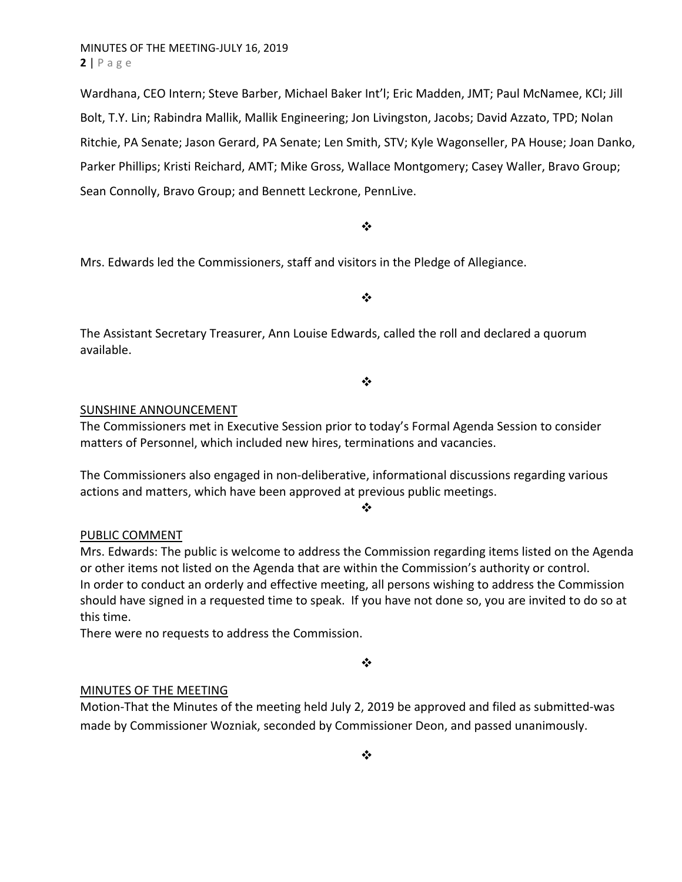Wardhana, CEO Intern; Steve Barber, Michael Baker Int'l; Eric Madden, JMT; Paul McNamee, KCI; Jill Bolt, T.Y. Lin; Rabindra Mallik, Mallik Engineering; Jon Livingston, Jacobs; David Azzato, TPD; Nolan Ritchie, PA Senate; Jason Gerard, PA Senate; Len Smith, STV; Kyle Wagonseller, PA House; Joan Danko, Parker Phillips; Kristi Reichard, AMT; Mike Gross, Wallace Montgomery; Casey Waller, Bravo Group; Sean Connolly, Bravo Group; and Bennett Leckrone, PennLive.

❖

Mrs. Edwards led the Commissioners, staff and visitors in the Pledge of Allegiance.

❖

The Assistant Secretary Treasurer, Ann Louise Edwards, called the roll and declared a quorum available.

❖

## SUNSHINE ANNOUNCEMENT

The Commissioners met in Executive Session prior to today's Formal Agenda Session to consider matters of Personnel, which included new hires, terminations and vacancies.

The Commissioners also engaged in non-deliberative, informational discussions regarding various actions and matters, which have been approved at previous public meetings.

❖

## PUBLIC COMMENT

Mrs. Edwards: The public is welcome to address the Commission regarding items listed on the Agenda or other items not listed on the Agenda that are within the Commission's authority or control. In order to conduct an orderly and effective meeting, all persons wishing to address the Commission should have signed in a requested time to speak. If you have not done so, you are invited to do so at this time.

There were no requests to address the Commission.

❖

## MINUTES OF THE MEETING

Motion-That the Minutes of the meeting held July 2, 2019 be approved and filed as submitted-was made by Commissioner Wozniak, seconded by Commissioner Deon, and passed unanimously.

❖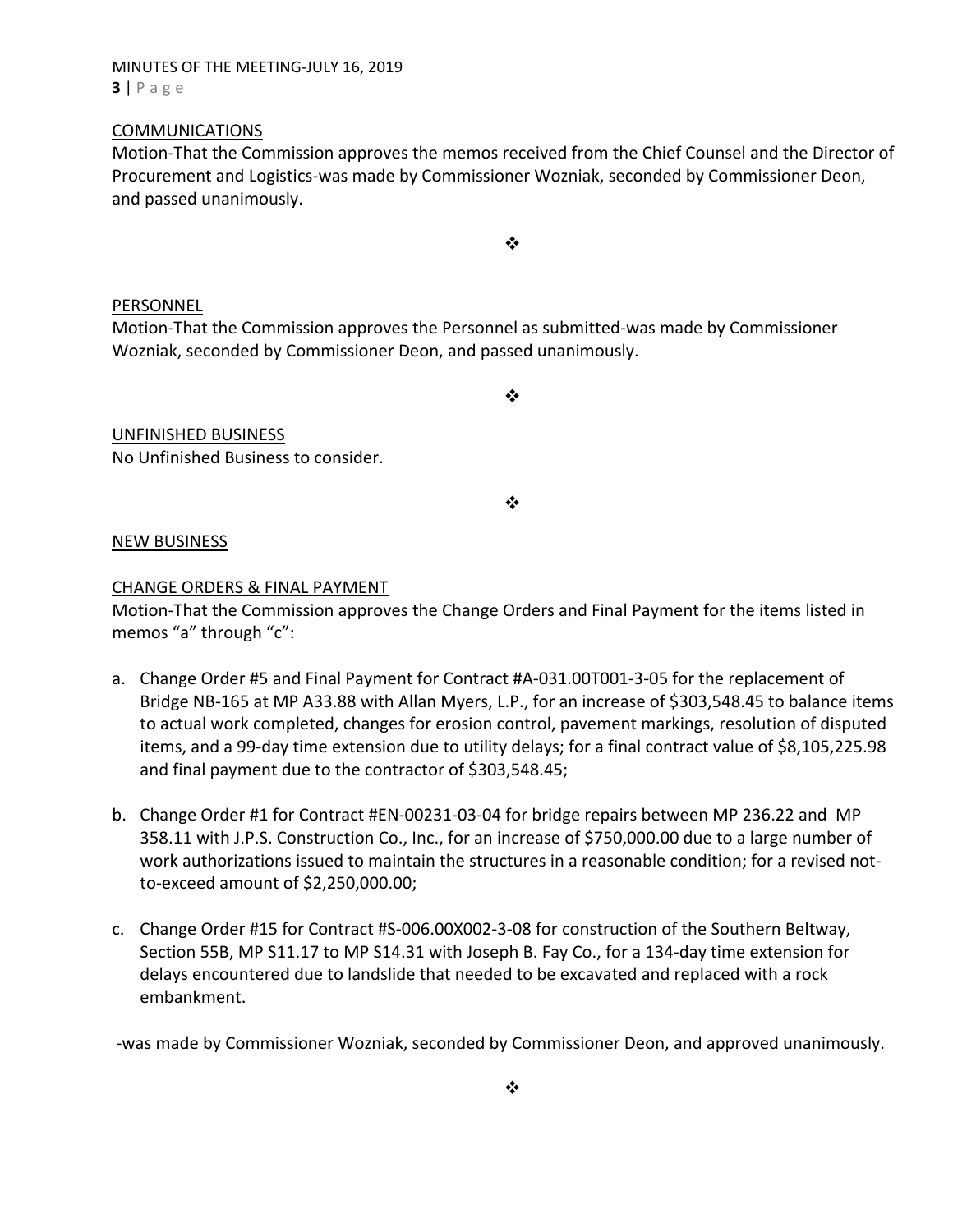COMMUNICATIONS

Motion-That the Commission approves the memos received from the Chief Counsel and the Director of Procurement and Logistics-was made by Commissioner Wozniak, seconded by Commissioner Deon, and passed unanimously.

❖

PERSONNEL

Motion-That the Commission approves the Personnel as submitted-was made by Commissioner Wozniak, seconded by Commissioner Deon, and passed unanimously.

❖

UNFINISHED BUSINESS

No Unfinished Business to consider.

❖

NEW BUSINESS

CHANGE ORDERS & FINAL PAYMENT

Motion-That the Commission approves the Change Orders and Final Payment for the items listed in memos “a” through “c”:

a. Change Order #5 and Final Payment for Contract #A-031.00T001-3-05 for the replacement of Bridge NB-165 at MP A33.88 with Allan Myers, L.P., for an increase of $303,548.45 to balance items to actual work completed, changes for erosion control, pavement markings, resolution of disputed items, and a 99-day time extension due to utility delays; for a final contract value of $8,105,225.98 and final payment due to the contractor of $303,548.45;

b. Change Order #1 for Contract #EN-00231-03-04 for bridge repairs between MP 236.22 and MP 358.11 with J.P.S. Construction Co., Inc., for an increase of $750,000.00 due to a large number of work authorizations issued to maintain the structures in a reasonable condition; for a revised not-to-exceed amount of $2,250,000.00;

c. Change Order #15 for Contract #S-006.00X002-3-08 for construction of the Southern Beltway, Section 55B, MP S11.17 to MP S14.31 with Joseph B. Fay Co., for a 134-day time extension for delays encountered due to landslide that needed to be excavated and replaced with a rock embankment.

-was made by Commissioner Wozniak, seconded by Commissioner Deon, and approved unanimously.

❖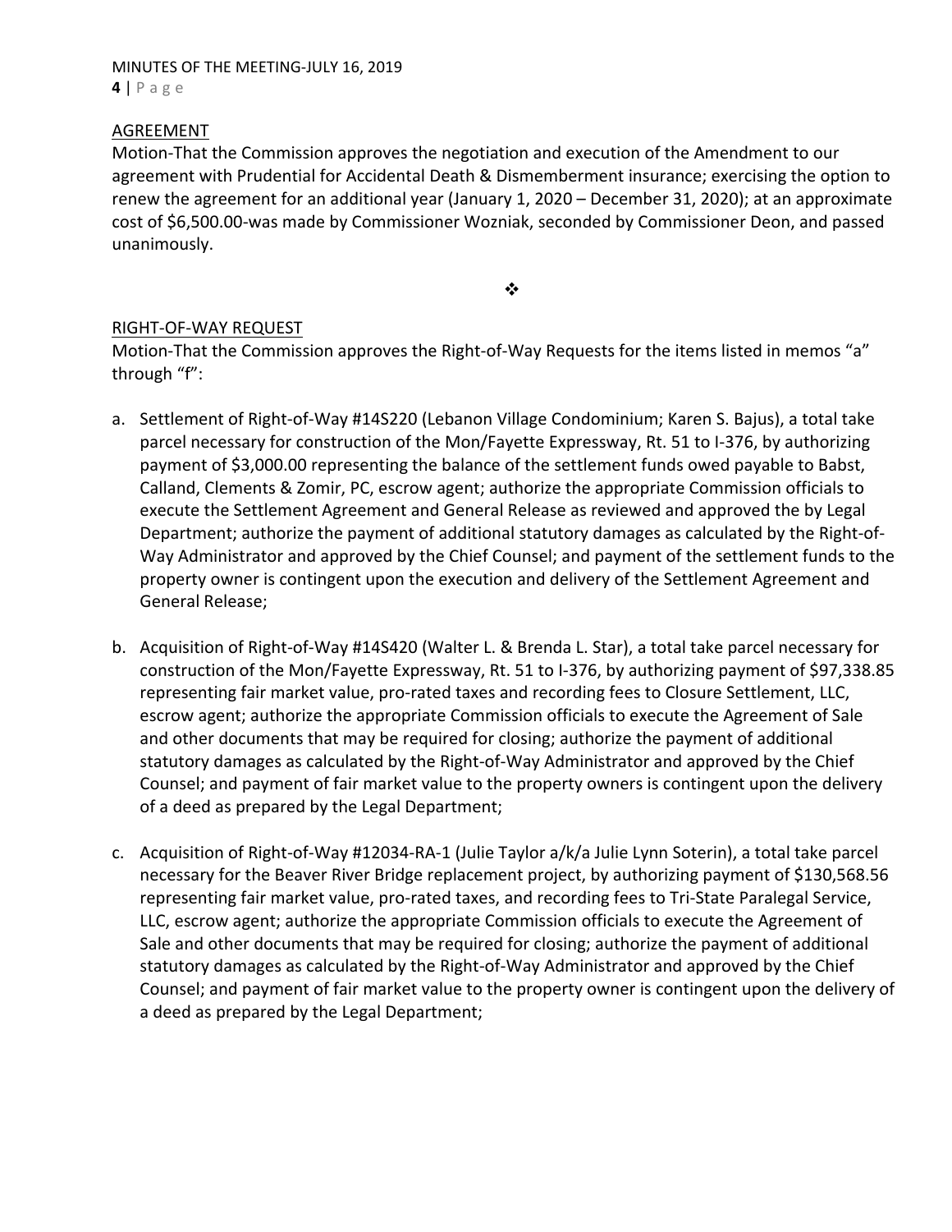## AGREEMENT

Motion-That the Commission approves the negotiation and execution of the Amendment to our agreement with Prudential for Accidental Death & Dismemberment insurance; exercising the option to renew the agreement for an additional year (January 1, 2020 – December 31, 2020); at an approximate cost of $6,500.00-was made by Commissioner Wozniak, seconded by Commissioner Deon, and passed unanimously.

❖

## RIGHT-OF-WAY REQUEST

Motion-That the Commission approves the Right-of-Way Requests for the items listed in memos "a" through "f":

a. Settlement of Right-of-Way #14S220 (Lebanon Village Condominium; Karen S. Bajus), a total take parcel necessary for construction of the Mon/Fayette Expressway, Rt. 51 to I-376, by authorizing payment of $3,000.00 representing the balance of the settlement funds owed payable to Babst, Calland, Clements & Zomir, PC, escrow agent; authorize the appropriate Commission officials to execute the Settlement Agreement and General Release as reviewed and approved the by Legal Department; authorize the payment of additional statutory damages as calculated by the Right-of-Way Administrator and approved by the Chief Counsel; and payment of the settlement funds to the property owner is contingent upon the execution and delivery of the Settlement Agreement and General Release;

b. Acquisition of Right-of-Way #14S420 (Walter L. & Brenda L. Star), a total take parcel necessary for construction of the Mon/Fayette Expressway, Rt. 51 to I-376, by authorizing payment of $97,338.85 representing fair market value, pro-rated taxes and recording fees to Closure Settlement, LLC, escrow agent; authorize the appropriate Commission officials to execute the Agreement of Sale and other documents that may be required for closing; authorize the payment of additional statutory damages as calculated by the Right-of-Way Administrator and approved by the Chief Counsel; and payment of fair market value to the property owners is contingent upon the delivery of a deed as prepared by the Legal Department;

c. Acquisition of Right-of-Way #12034-RA-1 (Julie Taylor a/k/a Julie Lynn Soterin), a total take parcel necessary for the Beaver River Bridge replacement project, by authorizing payment of $130,568.56 representing fair market value, pro-rated taxes, and recording fees to Tri-State Paralegal Service, LLC, escrow agent; authorize the appropriate Commission officials to execute the Agreement of Sale and other documents that may be required for closing; authorize the payment of additional statutory damages as calculated by the Right-of-Way Administrator and approved by the Chief Counsel; and payment of fair market value to the property owner is contingent upon the delivery of a deed as prepared by the Legal Department;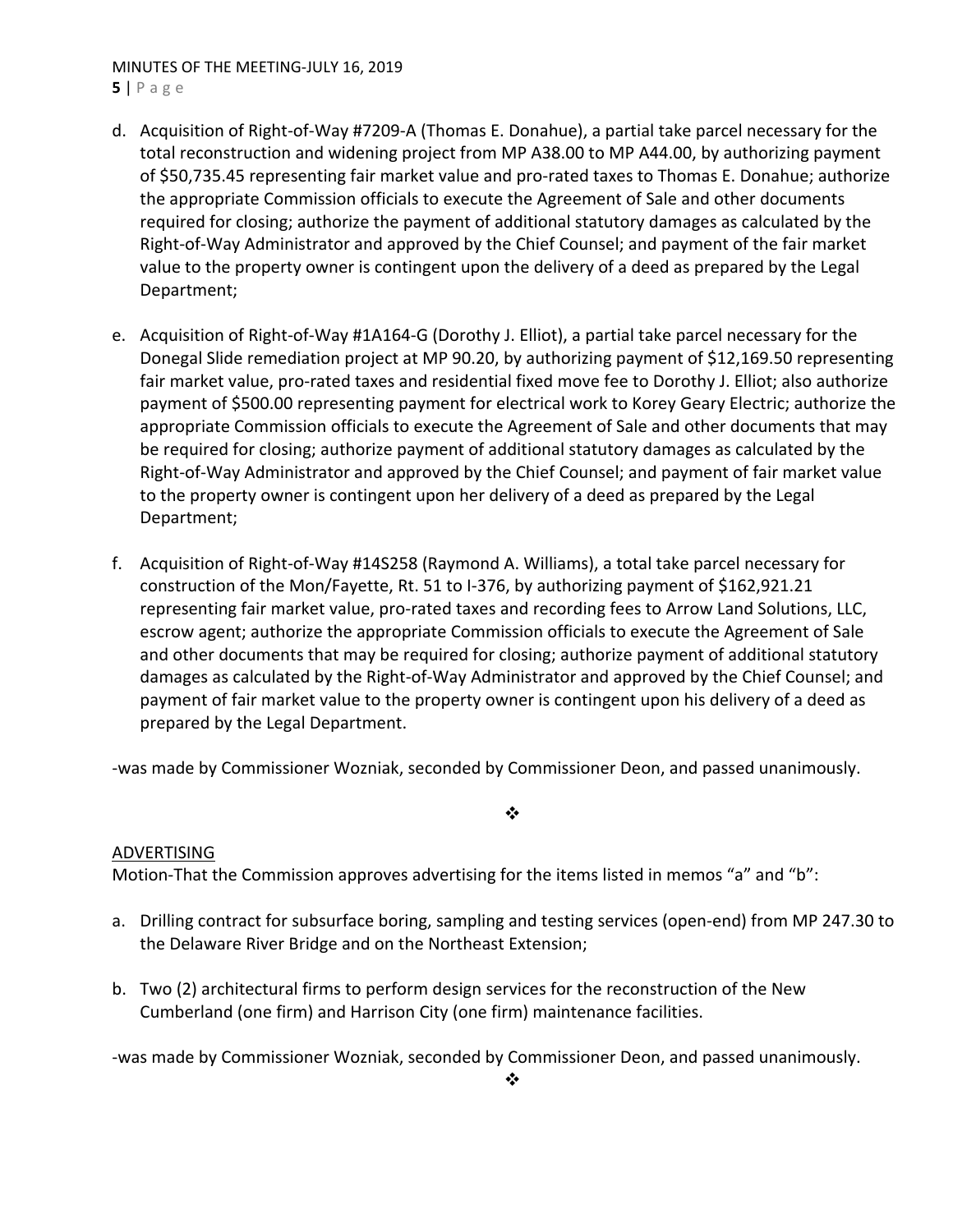d. Acquisition of Right-of-Way #7209-A (Thomas E. Donahue), a partial take parcel necessary for the total reconstruction and widening project from MP A38.00 to MP A44.00, by authorizing payment of $50,735.45 representing fair market value and pro-rated taxes to Thomas E. Donahue; authorize the appropriate Commission officials to execute the Agreement of Sale and other documents required for closing; authorize the payment of additional statutory damages as calculated by the Right-of-Way Administrator and approved by the Chief Counsel; and payment of the fair market value to the property owner is contingent upon the delivery of a deed as prepared by the Legal Department;

e. Acquisition of Right-of-Way #1A164-G (Dorothy J. Elliot), a partial take parcel necessary for the Donegal Slide remediation project at MP 90.20, by authorizing payment of $12,169.50 representing fair market value, pro-rated taxes and residential fixed move fee to Dorothy J. Elliot; also authorize payment of $500.00 representing payment for electrical work to Korey Geary Electric; authorize the appropriate Commission officials to execute the Agreement of Sale and other documents that may be required for closing; authorize payment of additional statutory damages as calculated by the Right-of-Way Administrator and approved by the Chief Counsel; and payment of fair market value to the property owner is contingent upon her delivery of a deed as prepared by the Legal Department;

f. Acquisition of Right-of-Way #14S258 (Raymond A. Williams), a total take parcel necessary for construction of the Mon/Fayette, Rt. 51 to I-376, by authorizing payment of $162,921.21 representing fair market value, pro-rated taxes and recording fees to Arrow Land Solutions, LLC, escrow agent; authorize the appropriate Commission officials to execute the Agreement of Sale and other documents that may be required for closing; authorize payment of additional statutory damages as calculated by the Right-of-Way Administrator and approved by the Chief Counsel; and payment of fair market value to the property owner is contingent upon his delivery of a deed as prepared by the Legal Department.

-was made by Commissioner Wozniak, seconded by Commissioner Deon, and passed unanimously.

❖

ADVERTISING

Motion-That the Commission approves advertising for the items listed in memos "a" and "b":

a. Drilling contract for subsurface boring, sampling and testing services (open-end) from MP 247.30 to the Delaware River Bridge and on the Northeast Extension;

b. Two (2) architectural firms to perform design services for the reconstruction of the New Cumberland (one firm) and Harrison City (one firm) maintenance facilities.

-was made by Commissioner Wozniak, seconded by Commissioner Deon, and passed unanimously.

❖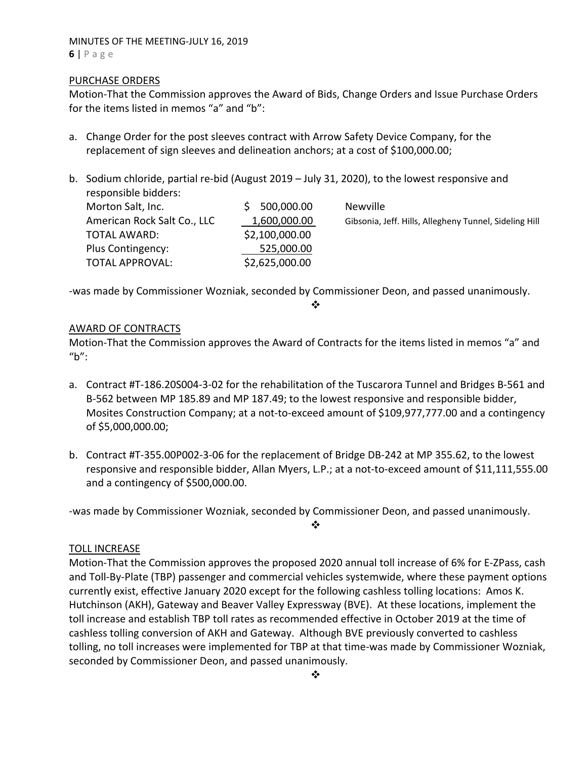## PURCHASE ORDERS

Motion-That the Commission approves the Award of Bids, Change Orders and Issue Purchase Orders for the items listed in memos "a" and "b":

a. Change Order for the post sleeves contract with Arrow Safety Device Company, for the replacement of sign sleeves and delineation anchors; at a cost of $100,000.00;

b. Sodium chloride, partial re-bid (August 2019 – July 31, 2020), to the lowest responsive and responsible bidders:

| | | |
|---|---|---|
| Morton Salt, Inc. | $ 500,000.00 | Newville |
| American Rock Salt Co., LLC | 1,600,000.00 | Gibsonia, Jeff. Hills, Allegheny Tunnel, Sideling Hill |
| TOTAL AWARD: | $2,100,000.00 | |
| Plus Contingency: | 525,000.00 | |
| TOTAL APPROVAL: | $2,625,000.00 | |

-was made by Commissioner Wozniak, seconded by Commissioner Deon, and passed unanimously.

❖

## AWARD OF CONTRACTS

Motion-That the Commission approves the Award of Contracts for the items listed in memos "a" and "b":

a. Contract #T-186.20S004-3-02 for the rehabilitation of the Tuscarora Tunnel and Bridges B-561 and B-562 between MP 185.89 and MP 187.49; to the lowest responsive and responsible bidder, Mosites Construction Company; at a not-to-exceed amount of $109,977,777.00 and a contingency of $5,000,000.00;

b. Contract #T-355.00P002-3-06 for the replacement of Bridge DB-242 at MP 355.62, to the lowest responsive and responsible bidder, Allan Myers, L.P.; at a not-to-exceed amount of $11,111,555.00 and a contingency of $500,000.00.

-was made by Commissioner Wozniak, seconded by Commissioner Deon, and passed unanimously.

❖

## TOLL INCREASE

Motion-That the Commission approves the proposed 2020 annual toll increase of 6% for E-ZPass, cash and Toll-By-Plate (TBP) passenger and commercial vehicles systemwide, where these payment options currently exist, effective January 2020 except for the following cashless tolling locations: Amos K. Hutchinson (AKH), Gateway and Beaver Valley Expressway (BVE). At these locations, implement the toll increase and establish TBP toll rates as recommended effective in October 2019 at the time of cashless tolling conversion of AKH and Gateway. Although BVE previously converted to cashless tolling, no toll increases were implemented for TBP at that time-was made by Commissioner Wozniak, seconded by Commissioner Deon, and passed unanimously.

❖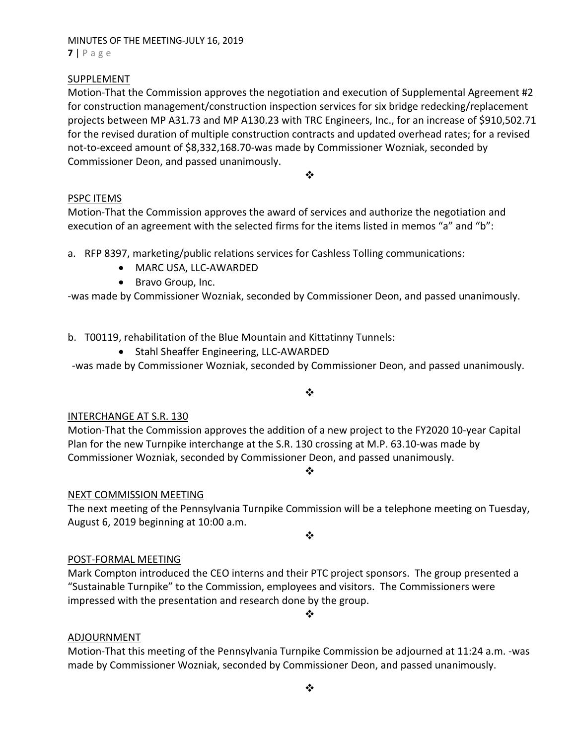SUPPLEMENT

Motion-That the Commission approves the negotiation and execution of Supplemental Agreement #2 for construction management/construction inspection services for six bridge redecking/replacement projects between MP A31.73 and MP A130.23 with TRC Engineers, Inc., for an increase of $910,502.71 for the revised duration of multiple construction contracts and updated overhead rates; for a revised not-to-exceed amount of $8,332,168.70-was made by Commissioner Wozniak, seconded by Commissioner Deon, and passed unanimously.

❖

PSPC ITEMS

Motion-That the Commission approves the award of services and authorize the negotiation and execution of an agreement with the selected firms for the items listed in memos “a” and “b”:

a. RFP 8397, marketing/public relations services for Cashless Tolling communications:
   - MARC USA, LLC-AWARDED
   - Bravo Group, Inc.

-was made by Commissioner Wozniak, seconded by Commissioner Deon, and passed unanimously.

b. T00119, rehabilitation of the Blue Mountain and Kittatinny Tunnels:
   - Stahl Sheaffer Engineering, LLC-AWARDED

-was made by Commissioner Wozniak, seconded by Commissioner Deon, and passed unanimously.

❖

INTERCHANGE AT S.R. 130

Motion-That the Commission approves the addition of a new project to the FY2020 10-year Capital Plan for the new Turnpike interchange at the S.R. 130 crossing at M.P. 63.10-was made by Commissioner Wozniak, seconded by Commissioner Deon, and passed unanimously.

❖

NEXT COMMISSION MEETING

The next meeting of the Pennsylvania Turnpike Commission will be a telephone meeting on Tuesday, August 6, 2019 beginning at 10:00 a.m.

❖

POST-FORMAL MEETING

Mark Compton introduced the CEO interns and their PTC project sponsors. The group presented a “Sustainable Turnpike” to the Commission, employees and visitors. The Commissioners were impressed with the presentation and research done by the group.

❖

ADJOURNMENT

Motion-That this meeting of the Pennsylvania Turnpike Commission be adjourned at 11:24 a.m. -was made by Commissioner Wozniak, seconded by Commissioner Deon, and passed unanimously.

❖